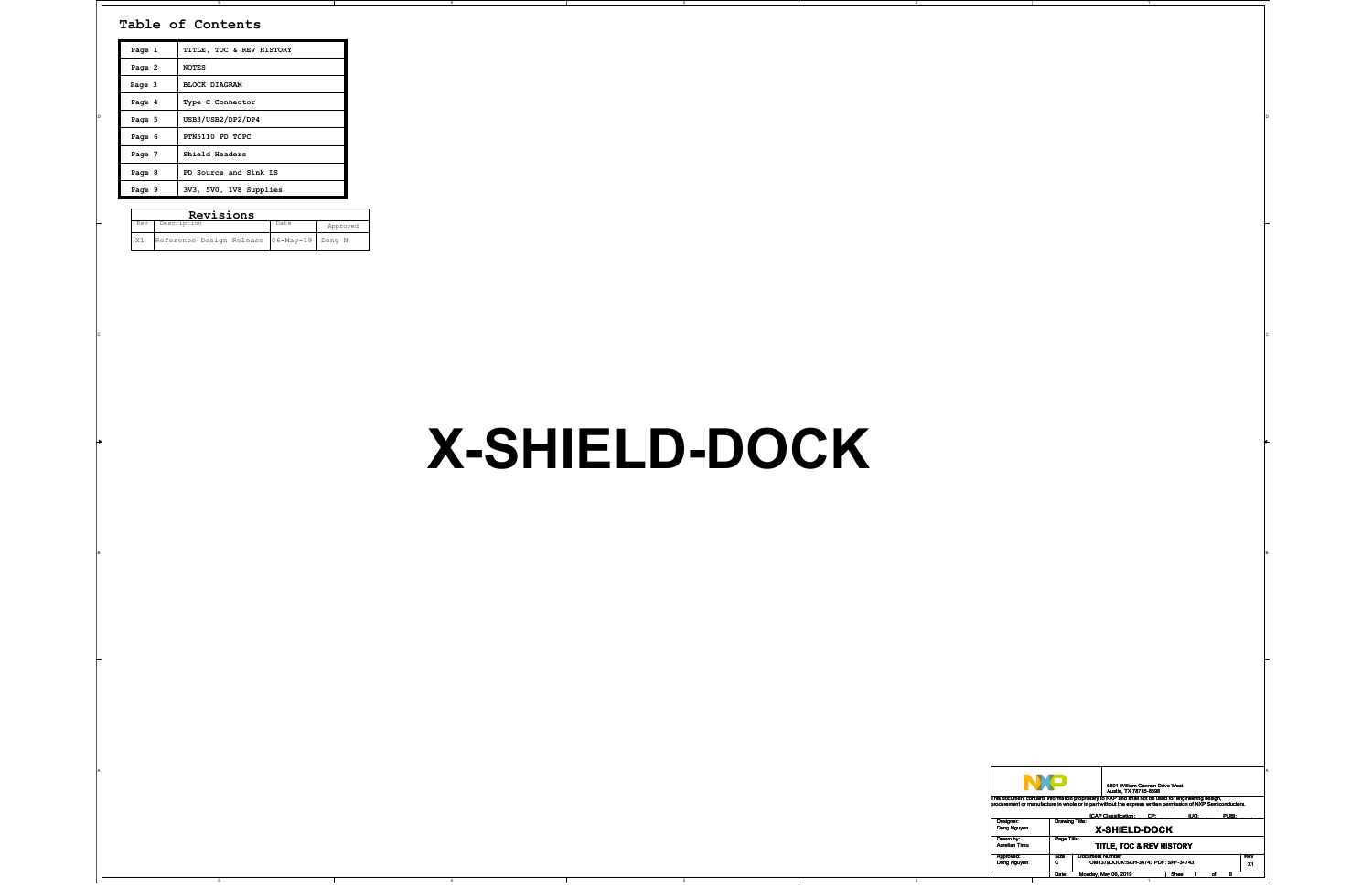## Table of Contents

| Page | Title |
|---|---|
| Page 1 | TITLE, TOC & REV HISTORY |
| Page 2 | NOTES |
| Page 3 | BLOCK DIAGRAM |
| Page 4 | Type-C Connector |
| Page 5 | USB3/USB2/DP2/DP4 |
| Page 6 | PTN5110 PD TCPC |
| Page 7 | Shield Headers |
| Page 8 | PD Source and Sink LS |
| Page 9 | 3V3, 5V0, 1V8 Supplies |

### Revisions

| Rev | Description | Date | Approved |
|---|---|---|---|
| X1 | Reference Design Release | 06-May-19 | Dong N |

# X-SHIELD-DOCK

6501 William Cannon Drive West
Austin, TX 78735-8598

This document contains information proprietary to NXP and shall not be used for engineering design, procurement or manufacture in whole or in part without the express written permission of NXP Semiconductors.

ICAP Classification: CP: ___ IUO: ___ PUBI: ___

| | | |
|---|---|---|
| Designer: Dong Nguyen | Drawing Title: X-SHIELD-DOCK | |
| Drawn by: Aurelian Timu | Page Title: TITLE, TOC & REV HISTORY | |
| Approved: Dong Nguyen | Size: C — Document Number: OM13790DOCK:SCH-34743 PDF: SPF-34743 | Rev: X1 |
| | Date: Monday, May 06, 2019 | Sheet 1 of 9 |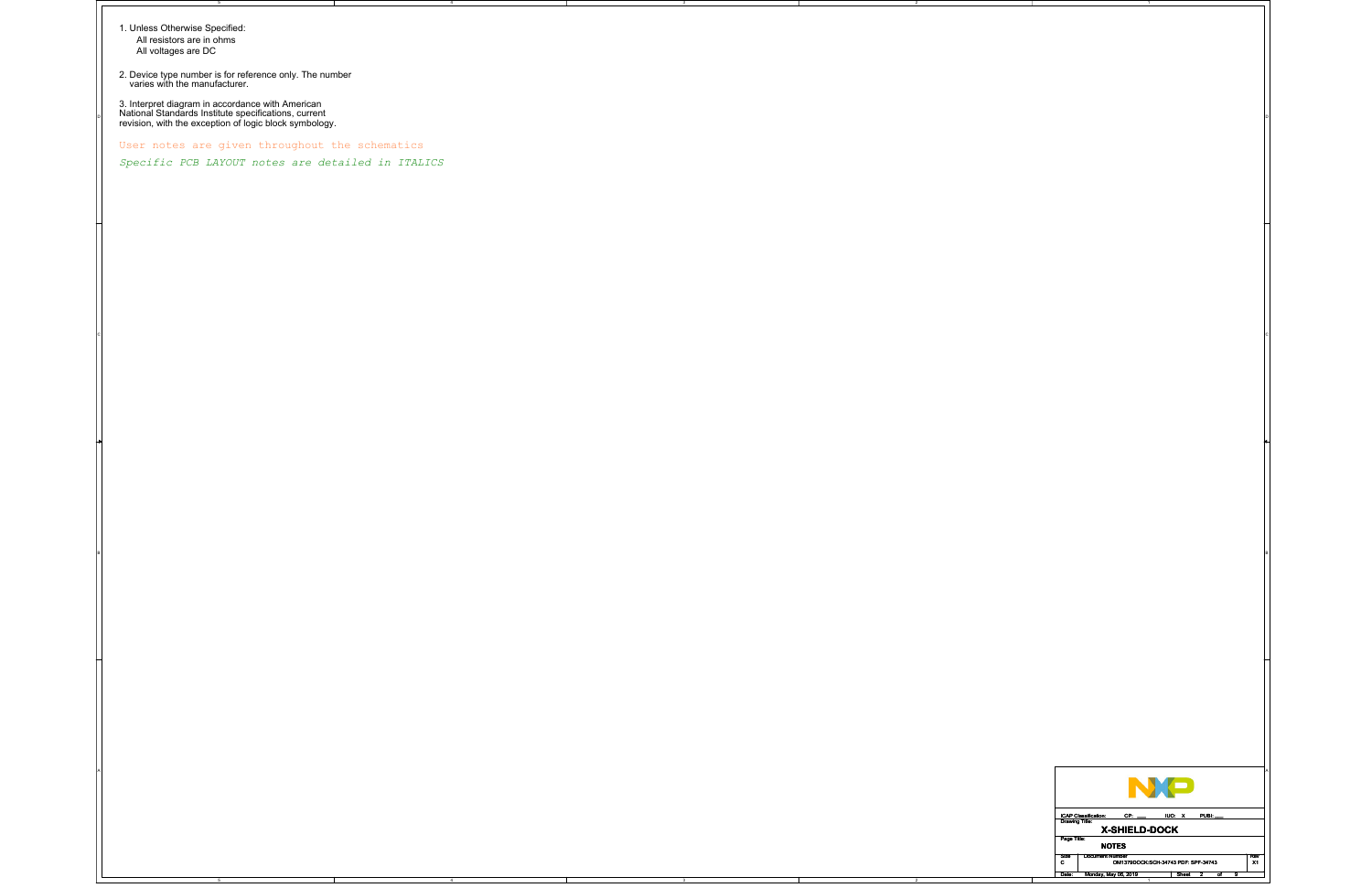1. Unless Otherwise Specified:
   - All resistors are in ohms
   - All voltages are DC

2. Device type number is for reference only. The number varies with the manufacturer.

3. Interpret diagram in accordance with American National Standards Institute specifications, current revision, with the exception of logic block symbology.

User notes are given throughout the schematics

*Specific PCB LAYOUT notes are detailed in ITALICS*

| ICAP Classification: | CP: ___ | IUO: X | PUBI: ___ |
|---|---|---|---|
| Drawing Title: | X-SHIELD-DOCK | | |
| Page Title: | NOTES | | |
| Size: C | Document Number: OM13790DOCK:SCH-34743 PDF: SPF-34743 | | Rev: X1 |
| Date: Monday, May 06, 2019 | Sheet 2 of 9 | | |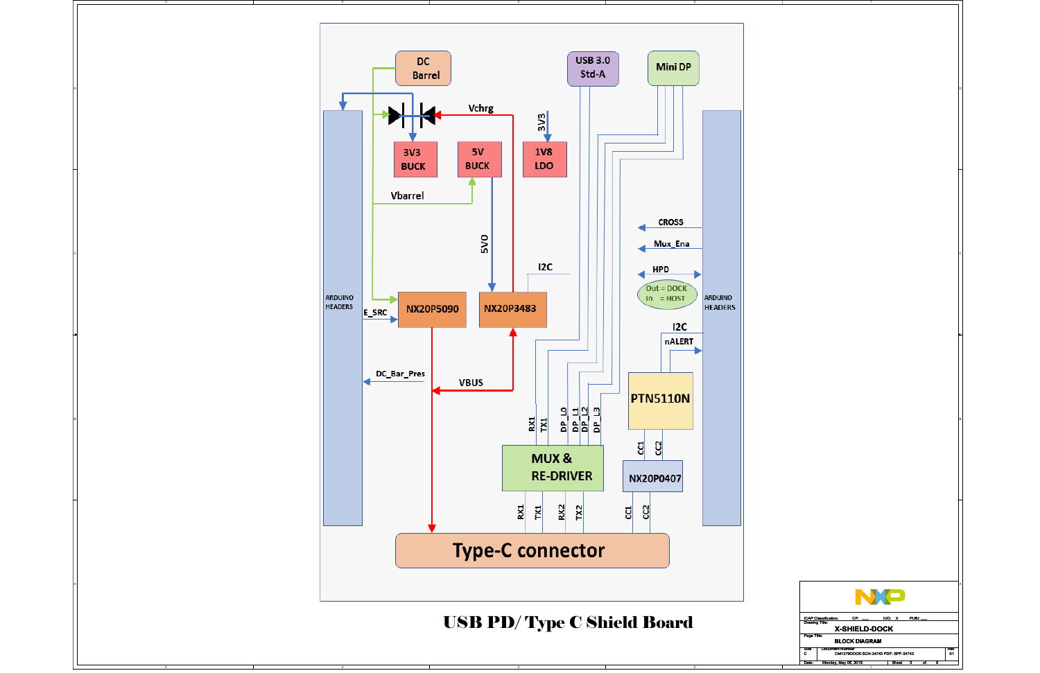DC Barrel

USB 3.0 Std-A

Mini DP

Vchrg

3V3

3V3 BUCK

5V BUCK

1V8 LDO

Vbarrel

5V0

I2C

ARDUINO HEADERS

E_SRC

NX20P5090

NX20P3483

CROSS

Mux_Ena

HPD

Out = DOCK
In = HOST

ARDUINO HEADERS

I2C

nALERT

DC_Bar_Pres

VBUS

PTN5110N

RX1 TX1 DP_L0 DP_L1 DP_L2 DP_L3

CC1 CC2

MUX & RE-DRIVER

NX20P0407

RX1 TX1 RX2 TX2

CC1 CC2

Type-C connector

# USB PD/ Type C Shield Board

| | |
|---|---|
| ICAP Classification: | CP: ___ IUO: X PUBI: ___ |
| Drawing Title: | X-SHIELD-DOCK |
| Page Title: | BLOCK DIAGRAM |
| Size: C | Document Number: OM13790DOCK SCH-34743 PDF: SPF-34743 |
| Rev | X1 |
| Date: | Monday, May 06, 2019 |
| Sheet | 3 of 9 |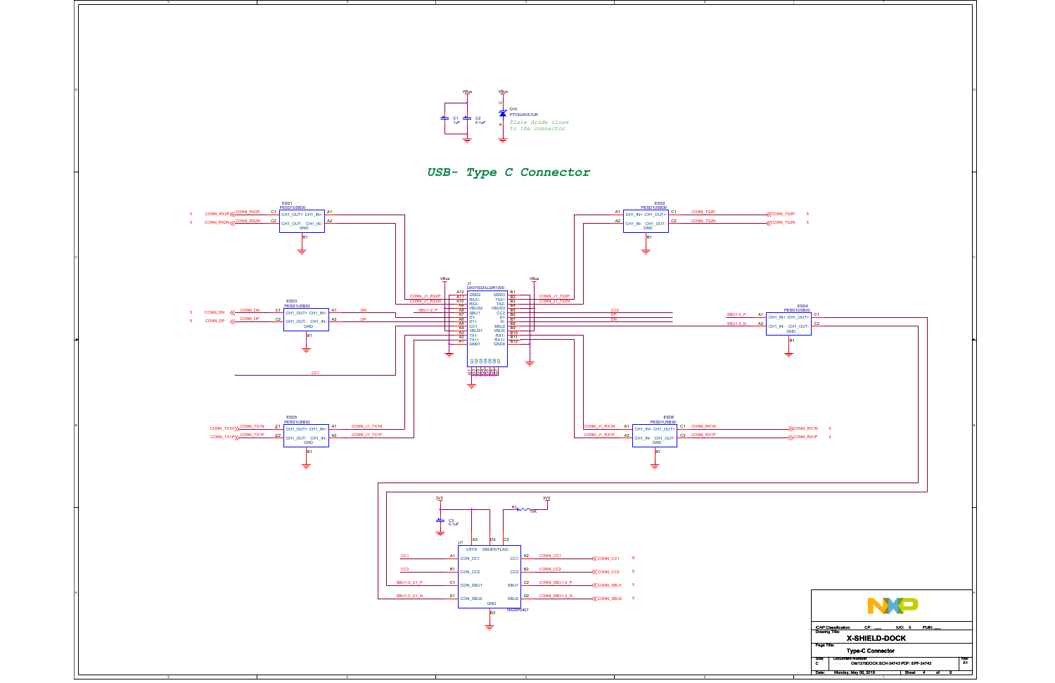## USB- Type C Connector

*Place diode close to the connector*

C1 1uF, C2 0.1uF, D10 PTVS24VS1UR (VBus)

J1 DX07S024JJ2R1300

ESD1 PESD1USB30 — CONN_RX2P, CONN_RX2N

ESD2 PESD1USB30 — CONN_TX2P, CONN_TX2N

ESD3 PESD1USB30 — CONN_DN, CONN_DP

ESD4 PESD1USB30 — SBU1-2_P, SBU1-2_N

ESD5 PESD1USB30 — CONN_TX1N, CONN_TX1P

ESD6 PESD1USB30 — CONN_RX1N, CONN_RX1P

U1 NX20P0407 — VSYS, SBUEN, FLAG, CON_CC1, CON_CC2, CON_SBU1, CON_SBU2, CC1, CC2, SBU1, SBU2, GND

C3 0.1uF, R1 10K (3V3)

| Signal | Net |
|---|---|
| CC1 | CONN_CC1 (6) |
| CC2 | CONN_CC2 (6) |
| SBU1 | CONN_SBU1 (5) |
| SBU2 | CONN_SBU2 (5) |

| | |
|---|---|
| ICAP Classification: | CP: ___ IUO: X PUBI: ___ |
| Drawing Title: | X-SHIELD-DOCK |
| Page Title: | Type-C Connector |
| Size | C |
| Document Number | OM13790DOCK:SCH-34743 PDF: SPF-34743 |
| Rev | X1 |
| Date: | Monday, May 06, 2019 |
| Sheet | 4 of 9 |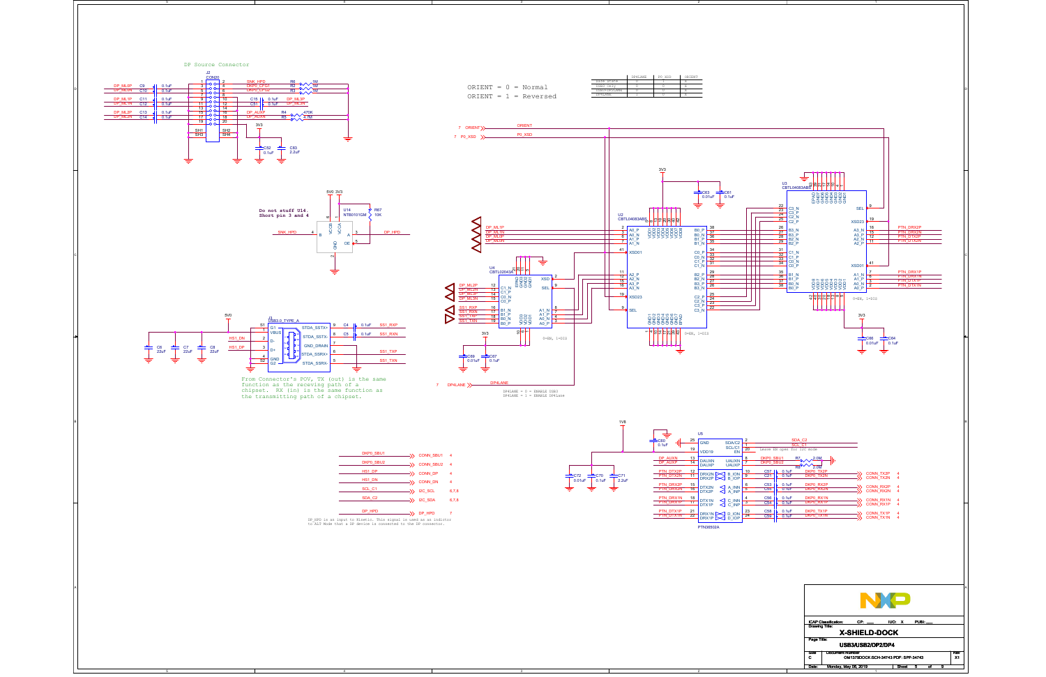## DP Source Connector

ORIENT = 0 = Normal
ORIENT = 1 = Reversed

| | DP4LANE | P0_XSD | ORIENT |
|---|---|---|---|
| SAFE STATE | 0 | 1 | X |
| USB3 ONLY | 0 | 0 | X |
| USB3+DP2LANE | 0 | 0 | X |
| DP4LANE | 1 | 0 | X |

Do not stuff U14. Short pin 3 and 4

0=EN, 1=DIS

DP4LANE = 0 = ENABLE USB3
DP4LANE = 1 = ENABLE DP4Lane

From Connector's POV, TX (out) is the same function as the receving path of a chipset. RX (in) is the same function as the transmitting path of a chipset.

Leave EN open for I2C mode

| Signal | Connector | Sheet |
|---|---|---|
| DKP0_SBU1 | CONN_SBU1 | 4 |
| DKP0_SBU2 | CONN_SBU2 | 4 |
| HS1_DP | CONN_DP | 4 |
| HS1_DN | CONN_DN | 4 |
| SCL_C1 | I2C_SCL | 6,7,8 |
| SDA_C2 | I2C_SDA | 6,7,8 |
| DP_HPD | DP_HPD | 7 |

DP_HPD is an input to Kinetis. This signal is used as an indictor to ALT Mode that a DP device is connected to the DP connector.

ICAP Classification: CP: ___ IUO: X PUBI: ___

Drawing Title: **X-SHIELD-DOCK**

Page Title: **USB3/USB2/DP2/DP4**

Size: C Document Number: OM13790DOCK:SCH-34743 PDF: SPF-34743 Rev: X1

Date: Monday, May 06, 2019 Sheet 5 of 9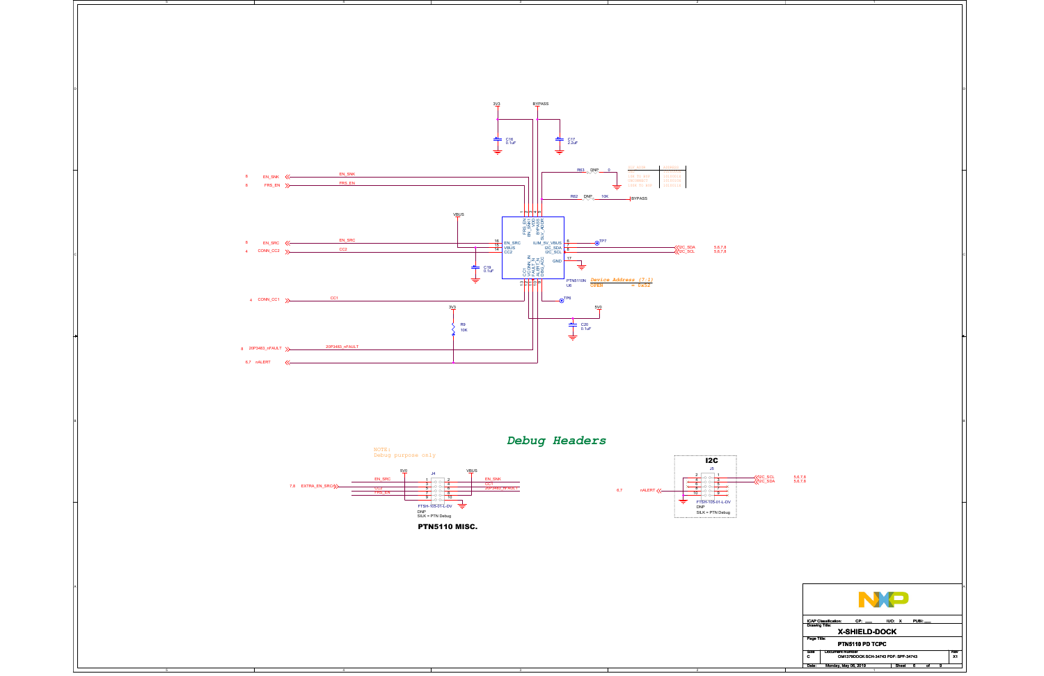3V3

BYPASS

C16
0.1uF

C17
2.2uF

R63 DNP 0

| | |
|---|---|
| SLV_ADDR | ADDRESS |
| LOW | 1010000b |
| LOW TO GND | 1010001b |
| OPEN | 1010010b |
| HIGH TO BYP | 1010011b |
| HIGH | 1010100b |

R62 DNP 10K BYPASS

8 EN_SNK — EN_SNK

8 FRS_EN — FRS_EN

VBUS

8 EN_SRC — EN_SRC

4 CONN_CC2 — CC2

U6 PTN5110N

Pins: 1 FRS_EN, 2 EN_SNK1, 3 VDD, 4 BYPASS, 5 SLV_ADDR, 16 EN_SRC, 15 VBUS, 14 CC2, 6 ILIM_5V_VBUS, 7 I2C_SDA, 8 I2C_SCL, 17 GND, 13 CC1, 12 VCONN_IN, 11 FAULT_N, 10 ALERT_N, 9 DBG_ACC

TP7

I2C_SDA 5,6,7,8
I2C_SCL 5,6,7,8

C19
0.1uF

*Device Address (7:1)*
OPEN = 0x52

TP6

4 CONN_CC1 — CC1

3V3

R9
10K

5V0

C20
0.1uF

8 20P3483_nFAULT — 20P3483_nFAULT

6,7 nALERT

## Debug Headers

NOTE:
Debug purpose only

5V0 VBUS

J4

7,8 EXTRA_EN_SRC

| Signal | Pin | Pin | Signal |
|---|---|---|---|
| EN_SRC | 1 | 2 | EN_SNK |
| | 3 | 4 | CC1 |
| CC2 | 5 | 6 | 20P3483_nFAULT |
| FRS_EN | 7 | 8 | |
| | 9 | 10 | |

FTSH-105-01-L-DV
DNP
SILK = PTN Debug

**PTN5110 MISC.**

**I2C**

J5

| Pin | Pin | Signal |
|---|---|---|
| 2 | 1 | I2C_SCL |
| 4 | 3 | I2C_SDA |
| 6 | 5 | |
| 8 | 7 | |
| 10 | 9 | |

I2C_SCL 5,6,7,8
I2C_SDA 5,6,7,8

6,7 nALERT

FTSH-105-01-L-DV
DNP
SILK = PTN Debug

NXP

ICAP Classification: CP: ___ IUO: X PUBI: ___

Drawing Title: **X-SHIELD-DOCK**

Page Title: **PTN5110 PD TCPC**

| Size | Document Number | Rev |
|---|---|---|
| C | OM13790DOCK SCH-34743 PDF: SPF-34743 | X1 |

Date: Monday, May 06, 2019 Sheet 6 of 9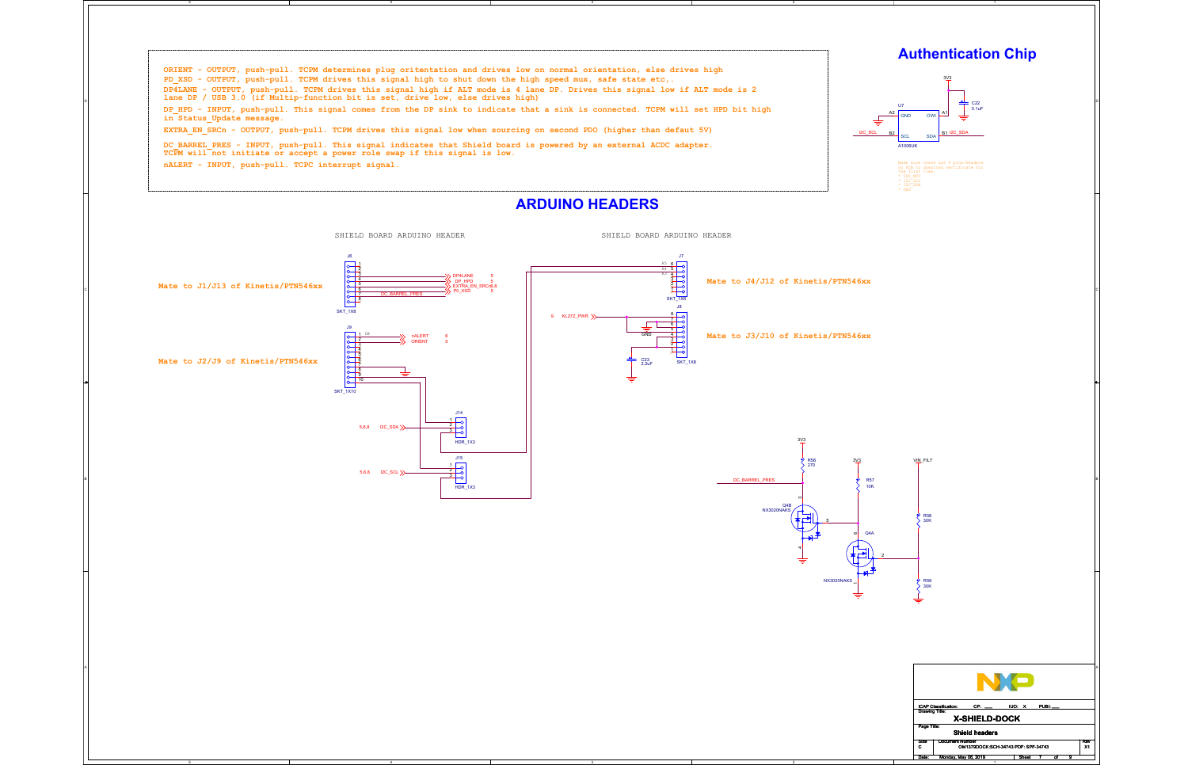ORIENT - OUTPUT, push-pull. TCPM determines plug orientation and drives low on normal orientation, else drives high

PD_XSD - OUTPUT, push-pull. TCPM drives this signal high to shut down the high speed mux, safe state etc,.

DP4LANE - OUTPUT, push-pull. TCPM drives this signal high if ALT mode is 4 lane DP. Drives this signal low if ALT mode is 2 lane DP / USB 3.0 (if Multip-function bit is set, drive low, else drives high)

DP_HPD - INPUT, push-pull. This signal comes from the DP sink to indicate that a sink is connected. TCPM will set HPD bit high in Status_Update message.

EXTRA_EN_SRCn - OUTPUT, push-pull. TCPM drives this signal low when sourcing on second PDO (higher than defaut 5V)

DC_BARREL_PRES - INPUT, push-pull. This signal indicates that Shield board is powered by an external ACDC adapter. TCPM will not initiate or accept a power role swap if this signal is low.

nALERT - INPUT, push-pull. TCPC interrupt signal.

## Authentication Chip

3V3

U7: A1006UK — A2 GND, A1 OWI, B2 SCL, B1 SDA

C22 0.1uF

I2C_SCL, I2C_SDA

Make sure there are 4 pins/headers on PCB to download certificate for the first time.
+ VDD_MCU
+ I2C_SCL
+ I2C_SDA
+ GND

## ARDUINO HEADERS

SHIELD BOARD ARDUINO HEADER

SHIELD BOARD ARDUINO HEADER

Mate to J1/J13 of Kinetis/PTN546xx

J6 (SKT_1X8): DP4LANE 5, DP_HPD 5, EXTRA_EN_SRCn6,8, P0_XSD 5, DC_BARREL_PRES

Mate to J2/J9 of Kinetis/PTN546xx

J9 (SKT_1X10): nALERT 6, ORIENT 5

J14 (HDR_1X3): 5,6,8 I2C_SDA

J15 (HDR_1X3): 5,6,8 I2C_SCL

Mate to J4/J12 of Kinetis/PTN546xx

J7 (SKT_1X6)

Mate to J3/J10 of Kinetis/PTN546xx

J8 (SKT_1X8): 9 KL27Z_PWR, GND

C23 2.2uF

3V3, R56 270

3V3, R57 10K

VIN_FILT, R58 30K, R59 30K

DC_BARREL_PRES

Q4B NX3020NAKS

Q4A NX3020NAKS

X-SHIELD-DOCK

Shield headers

ICAP Classification: CP: ___ IUO: X PUBI: ___

Size: C | Document Number: OM13790DOCK:SCH-34743 PDF: SPF-34743 | Rev: X1

Date: Monday, May 06, 2019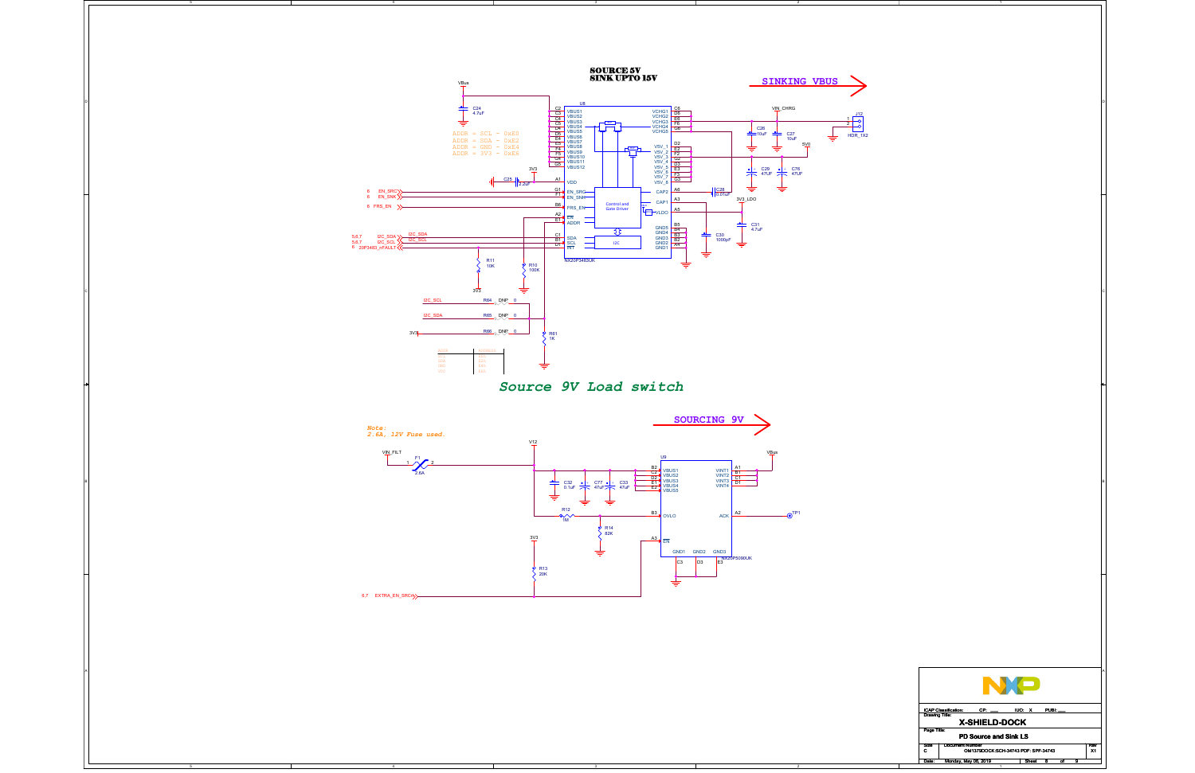## SOURCE 5V
## SINK UPTO 15V

**SINKING VBUS**

VBus

C24 4.7uF

U8

VBUS1 … VBUS12 (C2, C3, C4, C5, C6, D4, D5, D6, E4, E5, E6, F4, F5, F6, G4, G5)

VCHG1, VCHG2, VCHG3, VCHG4, VCHG5 (C6, D6, E6, F6, G6)

V5V_1 … V5V_8 (D2, E2, F2, C2, D3, E3, F3, G3)

ADDR = SCL - 0xE0
ADDR = SDA - 0xE2
ADDR = GND - 0xE4
ADDR = 3V3 - 0xE6

VIN_CHRG

C26 10uF

C27 10uF

J12 HDR_1X2

5V0

C29 47UF

C76 47UF

3V3

C25 2.2uF

A1 VDD

G1 EN_SRC

F1 EN_SNK

B6 FRS_EN

A2 EN

E1 ADDR

C1 SDA

B1 SCL

D1 INT

Control and Gate Driver

I2C

A6 CAP2

A3 CAP1

A5 VLDO

C28 0.01uF

3V3_LDO

C31 4.7uF

C30 1000pF

B5 GND5, B4 GND4, B3 GND3, B2 GND2, A4 GND1

NX20P3483UK

6 EN_SRC

6 EN_SNK

6 FRS_EN

5,6,7 I2C_SDA

5,6,7 I2C_SCL

6 20P3483_nFAULT

R11 10K

R10 100K

3V3

I2C_SCL R64 DNP 0

I2C_SDA R65 DNP 0

3V3 R66 DNP 0

R61 1K

## Source 9V Load switch

**SOURCING 9V**

*Note: 2.6A, 12V Fuse used.*

VIN_FILT

F1 2.6A

V12

C32 0.1uF

C77 47uF

C33 47uF

R12 1M

R14 82K

3V3

R13 20K

6,7 EXTRA_EN_SRC

U9

B2 VBUS1, C2 VBUS2, D2 VBUS3, E1 VBUS4, E2 VBUS5

A1 VINT1, B1 VINT2, C1 VINT3, D1 VINT4

VBus

B3 OVLO

A2 ACK

TP1

A3 EN

GND1 (C3), GND2 (D3), GND3 (E3)

NX20P5090UK

| ICAP Classification: | CP: ___ | IUO: X | PUBI: ___ |
|---|---|---|---|
| Drawing Title: | X-SHIELD-DOCK | | |
| Page Title: | PD Source and Sink LS | | |
| Size C | Document Number OM13790DOCK:SCH-34743 PDF: SPF-34743 | | Rev X1 |
| Date: | Monday, May 06, 2019 | Sheet 8 of 9 | |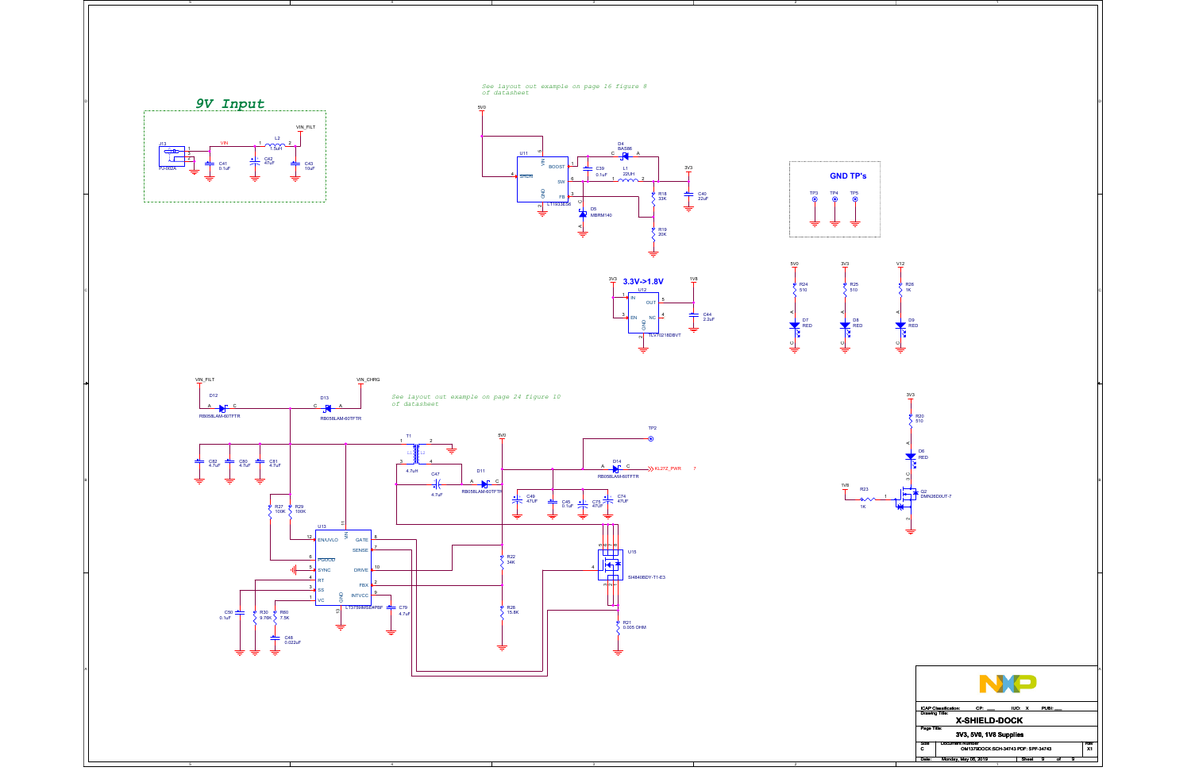## 9V Input

J13
PJ-002A
VIN
L2
1.5uH
VIN_FILT
C41
0.1uF
C42
47uF
C43
10uF

*See layout out example on page 16 figure 8 of datasheet*

5V0
U11
LT1933ES6
SHDN
VIN
BOOST
SW
FB
GND
D4
BAS86
C39
0.1uF
L1
22UH
3V3
D5
MBRM140
R18
33K
R19
20K
C40
22uF

## GND TP's

TP3
TP4
TP5

## 3.3V->1.8V

3V3
1V8
U12
TLV70218DBVT
IN
OUT
EN
NC
GND
C44
2.2uF

5V0
R24
510
D7
RED

3V3
R25
510
D8
RED

V12
R26
1K
D9
RED

VIN_FILT
D12
RB058LAM-60TFTR
VIN_CHRG
D13
RB058LAM-60TFTR

*See layout out example on page 24 figure 10 of datasheet*

C82
4.7uF
C80
4.7uF
C81
4.7uF
T1
4.7uH
C47
4.7uF
D11
RB058LAM-60TFTR
5V0
TP2
D14
RB058LAM-60TFTR
KL27Z_PWR
C49
47UF
C45
0.1uF
C75
47UF
C74
47UF
R27
100K
R29
100K
U13
LT3759IMSE#PBF
EN/UVLO
PGOOD
SYNC
RT
SS
VC
VIN
GATE
SENSE
DRIVE
FBX
INTVCC
GND
C79
4.7uF
R22
34K
R28
15.8K
U15
SI4840BDY-T1-E3
R21
0.005 OHM
C50
0.1uF
R30
9.76K
R60
7.5K
C48
0.022uF

3V3
R20
510
D6
RED
1V8
R23
1K
Q2
DMN26D0UT-7

ICAP Classification: CP: ___ IUO: X PUBI: ___
Drawing Title: X-SHIELD-DOCK
Page Title: 3V3, 5V0, 1V8 Supplies
Size: C
Document Number: OM13790DOCK:SCH-34743 PDF: SPF-34743
Rev: X1
Date: Monday, May 06, 2019